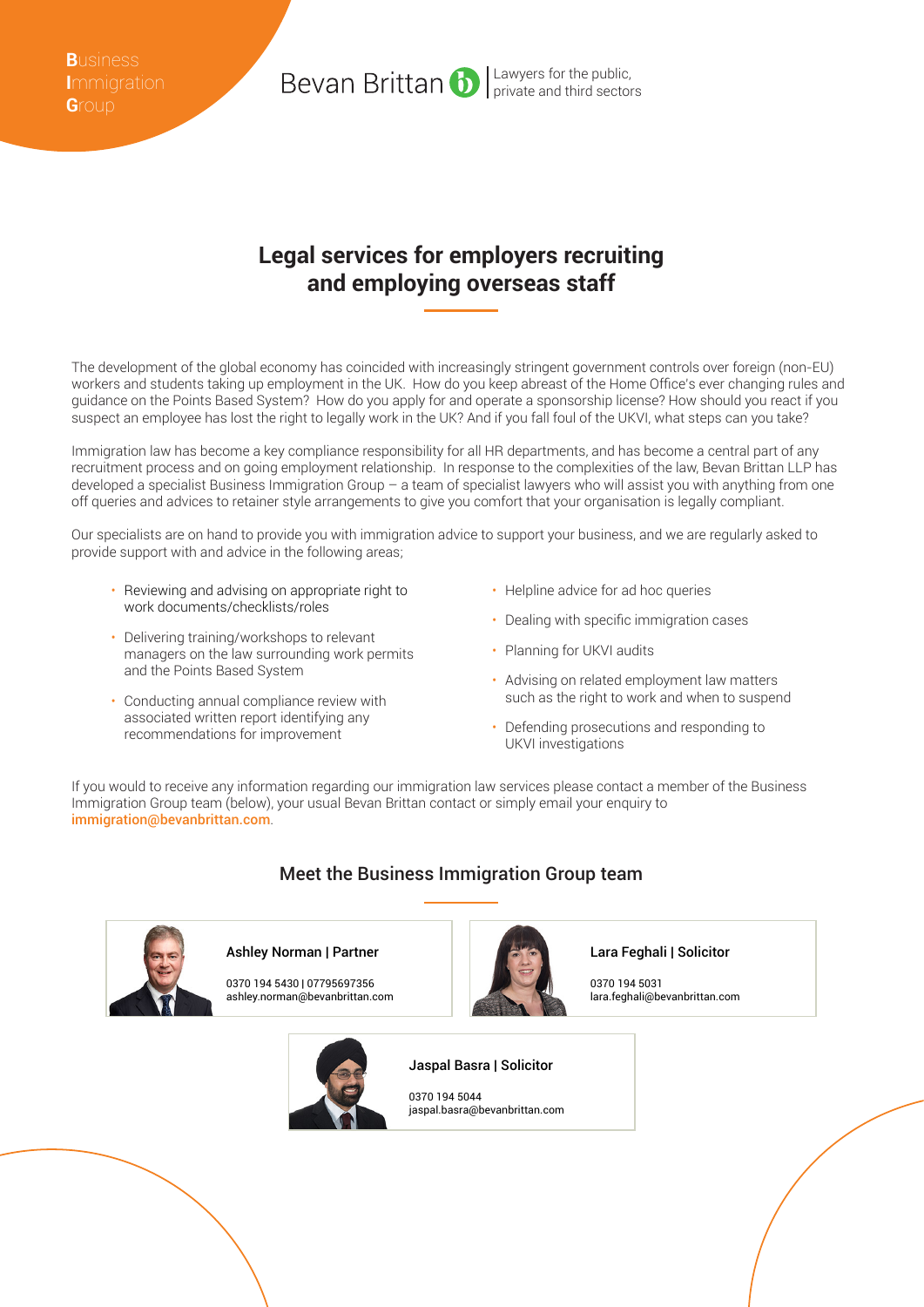Business Immigration Group

Bevan Brittan | Lawyers for the public, private and third sectors

# Legal services for employers recruiting and employing overseas staff

The development of the global economy has coincided with increasingly stringent government controls over foreign (non-EU) workers and students taking up employment in the UK. How do you keep abreast of the Home Office's ever changing rules and guidance on the Points Based System? How do you apply for and operate a sponsorship license? How should you react if you suspect an employee has lost the right to legally work in the UK? And if you fall foul of the UKVI, what steps can you take?

Immigration law has become a key compliance responsibility for all HR departments, and has become a central part of any recruitment process and on going employment relationship. In response to the complexities of the law, Bevan Brittan LLP has developed a specialist Business Immigration Group – a team of specialist lawyers who will assist you with anything from one off queries and advices to retainer style arrangements to give you comfort that your organisation is legally compliant.

Our specialists are on hand to provide you with immigration advice to support your business, and we are regularly asked to provide support with and advice in the following areas;

- Reviewing and advising on appropriate right to work documents/checklists/roles
- Delivering training/workshops to relevant managers on the law surrounding work permits and the Points Based System
- Conducting annual compliance review with associated written report identifying any recommendations for improvement
- Helpline advice for ad hoc queries
- Dealing with specific immigration cases
- Planning for UKVI audits
- Advising on related employment law matters such as the right to work and when to suspend
- Defending prosecutions and responding to UKVI investigations

If you would to receive any information regarding our immigration law services please contact a member of the Business Immigration Group team (below), your usual Bevan Brittan contact or simply email your enquiry to immigration@bevanbrittan.com.

## Meet the Business Immigration Group team

**Ashley Norman | Partner**

0370 194 5430 | 07795697356
ashley.norman@bevanbrittan.com

**Lara Feghali | Solicitor**

0370 194 5031
lara.feghali@bevanbrittan.com

**Jaspal Basra | Solicitor**

0370 194 5044
jaspal.basra@bevanbrittan.com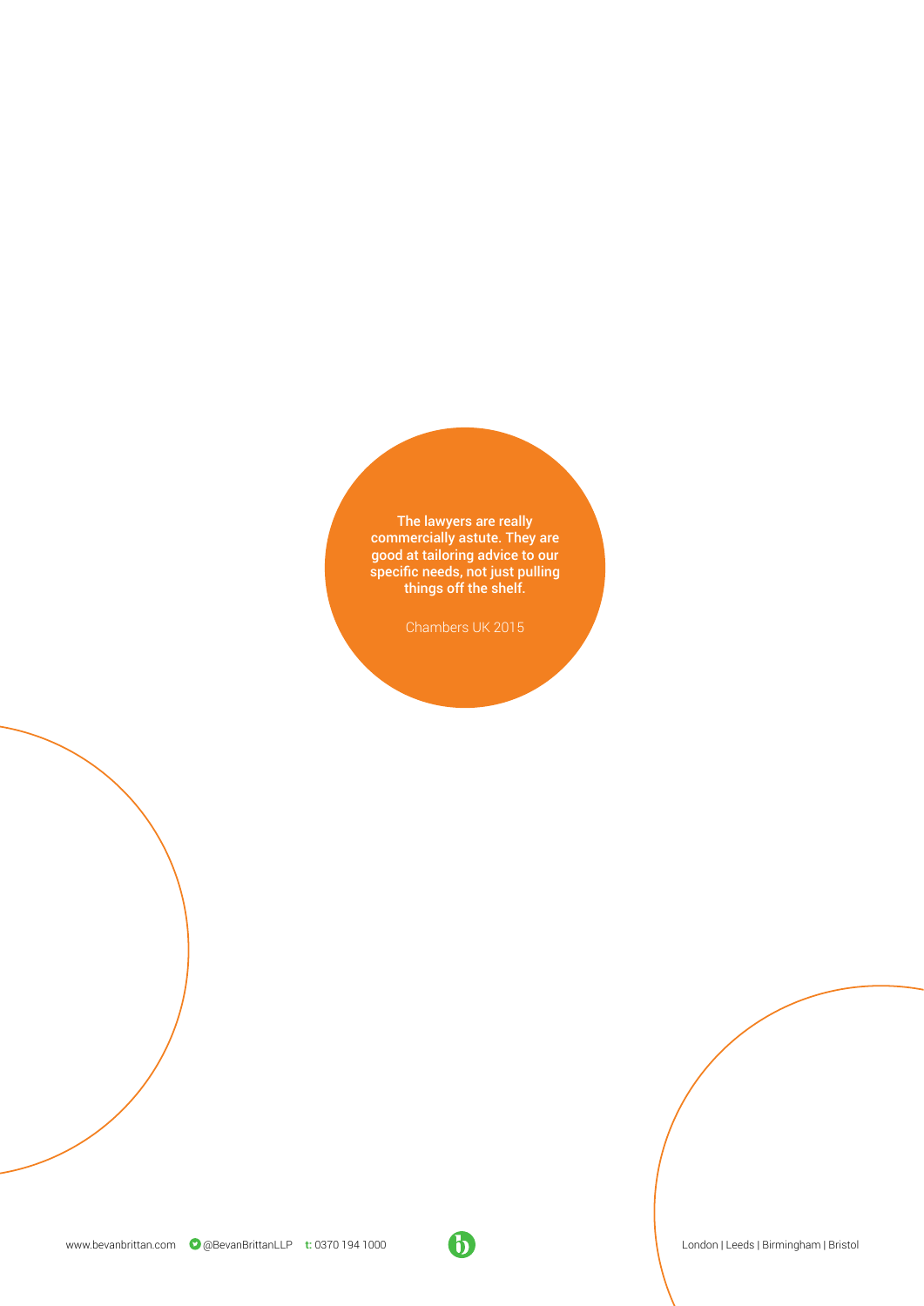**The lawyers are really commercially astute. They are good at tailoring advice to our specific needs, not just pulling things off the shelf.**

Chambers UK 2015

www.bevanbrittan.com @BevanBrittanLLP t: 0370 194 1000

London | Leeds | Birmingham | Bristol